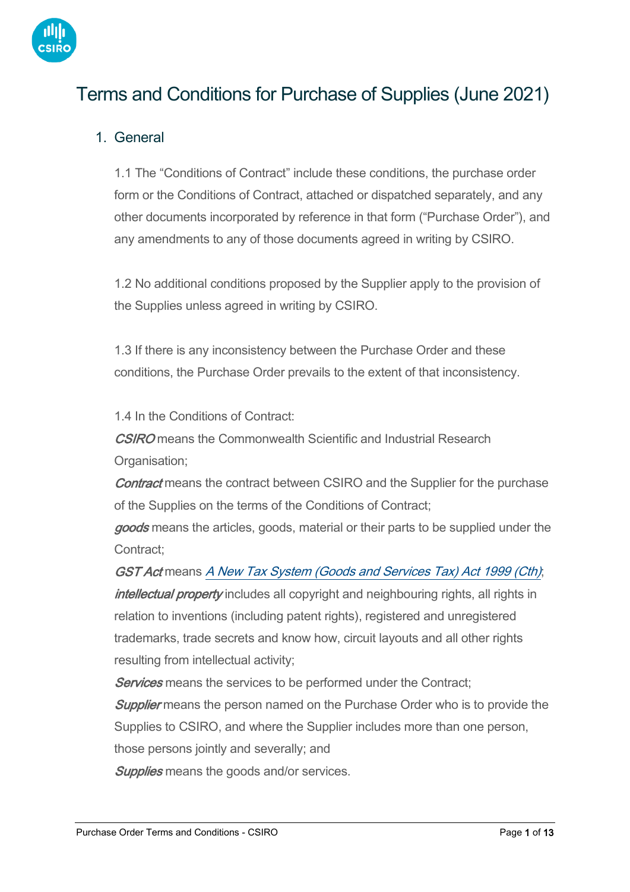# Terms and Conditions for Purchase of Supplies (June 2021)

## 1. General

1.1 The "Conditions of Contract" include these conditions, the purchase order form or the Conditions of Contract, attached or dispatched separately, and any other documents incorporated by reference in that form ("Purchase Order"), and any amendments to any of those documents agreed in writing by CSIRO.

1.2 No additional conditions proposed by the Supplier apply to the provision of the Supplies unless agreed in writing by CSIRO.

1.3 If there is any inconsistency between the Purchase Order and these conditions, the Purchase Order prevails to the extent of that inconsistency.

1.4 In the Conditions of Contract:

***CSIRO*** means the Commonwealth Scientific and Industrial Research Organisation;

***Contract*** means the contract between CSIRO and the Supplier for the purchase of the Supplies on the terms of the Conditions of Contract;

***goods*** means the articles, goods, material or their parts to be supplied under the Contract;

***GST Act*** means *A New Tax System (Goods and Services Tax) Act 1999 (Cth)*;

***intellectual property*** includes all copyright and neighbouring rights, all rights in relation to inventions (including patent rights), registered and unregistered trademarks, trade secrets and know how, circuit layouts and all other rights resulting from intellectual activity;

***Services*** means the services to be performed under the Contract;

***Supplier*** means the person named on the Purchase Order who is to provide the Supplies to CSIRO, and where the Supplier includes more than one person, those persons jointly and severally; and

***Supplies*** means the goods and/or services.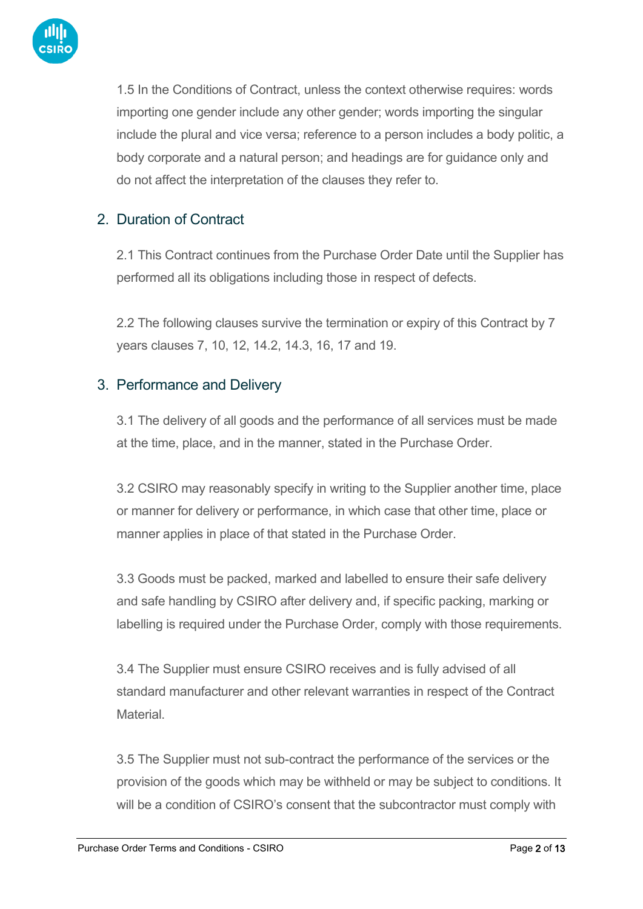1.5 In the Conditions of Contract, unless the context otherwise requires: words importing one gender include any other gender; words importing the singular include the plural and vice versa; reference to a person includes a body politic, a body corporate and a natural person; and headings are for guidance only and do not affect the interpretation of the clauses they refer to.

## 2. Duration of Contract

2.1 This Contract continues from the Purchase Order Date until the Supplier has performed all its obligations including those in respect of defects.

2.2 The following clauses survive the termination or expiry of this Contract by 7 years clauses 7, 10, 12, 14.2, 14.3, 16, 17 and 19.

## 3. Performance and Delivery

3.1 The delivery of all goods and the performance of all services must be made at the time, place, and in the manner, stated in the Purchase Order.

3.2 CSIRO may reasonably specify in writing to the Supplier another time, place or manner for delivery or performance, in which case that other time, place or manner applies in place of that stated in the Purchase Order.

3.3 Goods must be packed, marked and labelled to ensure their safe delivery and safe handling by CSIRO after delivery and, if specific packing, marking or labelling is required under the Purchase Order, comply with those requirements.

3.4 The Supplier must ensure CSIRO receives and is fully advised of all standard manufacturer and other relevant warranties in respect of the Contract Material.

3.5 The Supplier must not sub-contract the performance of the services or the provision of the goods which may be withheld or may be subject to conditions. It will be a condition of CSIRO's consent that the subcontractor must comply with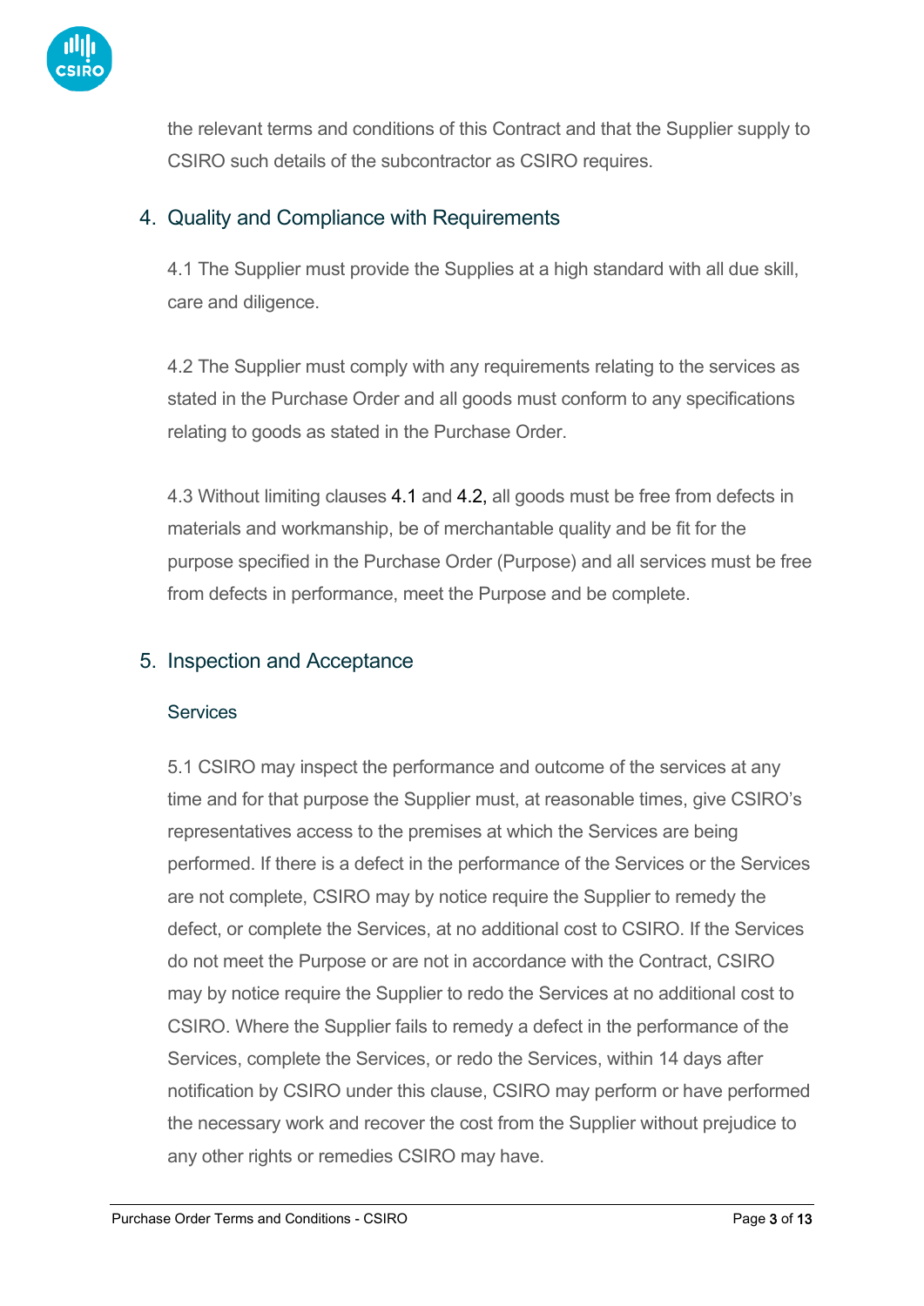the relevant terms and conditions of this Contract and that the Supplier supply to CSIRO such details of the subcontractor as CSIRO requires.

## 4. Quality and Compliance with Requirements

4.1 The Supplier must provide the Supplies at a high standard with all due skill, care and diligence.

4.2 The Supplier must comply with any requirements relating to the services as stated in the Purchase Order and all goods must conform to any specifications relating to goods as stated in the Purchase Order.

4.3 Without limiting clauses 4.1 and 4.2, all goods must be free from defects in materials and workmanship, be of merchantable quality and be fit for the purpose specified in the Purchase Order (Purpose) and all services must be free from defects in performance, meet the Purpose and be complete.

## 5. Inspection and Acceptance

### Services

5.1 CSIRO may inspect the performance and outcome of the services at any time and for that purpose the Supplier must, at reasonable times, give CSIRO's representatives access to the premises at which the Services are being performed. If there is a defect in the performance of the Services or the Services are not complete, CSIRO may by notice require the Supplier to remedy the defect, or complete the Services, at no additional cost to CSIRO. If the Services do not meet the Purpose or are not in accordance with the Contract, CSIRO may by notice require the Supplier to redo the Services at no additional cost to CSIRO. Where the Supplier fails to remedy a defect in the performance of the Services, complete the Services, or redo the Services, within 14 days after notification by CSIRO under this clause, CSIRO may perform or have performed the necessary work and recover the cost from the Supplier without prejudice to any other rights or remedies CSIRO may have.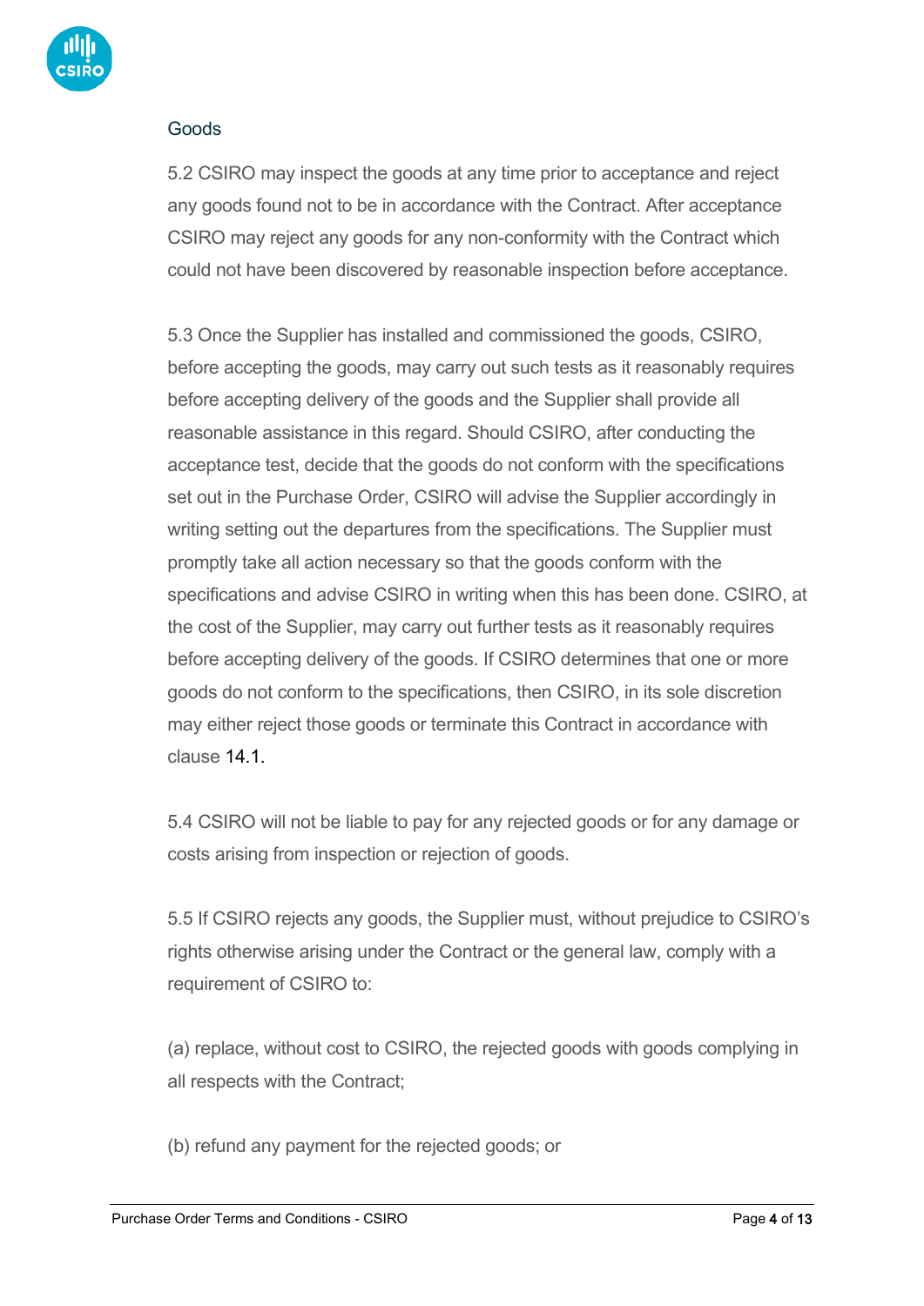## Goods

5.2 CSIRO may inspect the goods at any time prior to acceptance and reject any goods found not to be in accordance with the Contract. After acceptance CSIRO may reject any goods for any non-conformity with the Contract which could not have been discovered by reasonable inspection before acceptance.

5.3 Once the Supplier has installed and commissioned the goods, CSIRO, before accepting the goods, may carry out such tests as it reasonably requires before accepting delivery of the goods and the Supplier shall provide all reasonable assistance in this regard. Should CSIRO, after conducting the acceptance test, decide that the goods do not conform with the specifications set out in the Purchase Order, CSIRO will advise the Supplier accordingly in writing setting out the departures from the specifications. The Supplier must promptly take all action necessary so that the goods conform with the specifications and advise CSIRO in writing when this has been done. CSIRO, at the cost of the Supplier, may carry out further tests as it reasonably requires before accepting delivery of the goods. If CSIRO determines that one or more goods do not conform to the specifications, then CSIRO, in its sole discretion may either reject those goods or terminate this Contract in accordance with clause 14.1.

5.4 CSIRO will not be liable to pay for any rejected goods or for any damage or costs arising from inspection or rejection of goods.

5.5 If CSIRO rejects any goods, the Supplier must, without prejudice to CSIRO's rights otherwise arising under the Contract or the general law, comply with a requirement of CSIRO to:

(a) replace, without cost to CSIRO, the rejected goods with goods complying in all respects with the Contract;

(b) refund any payment for the rejected goods; or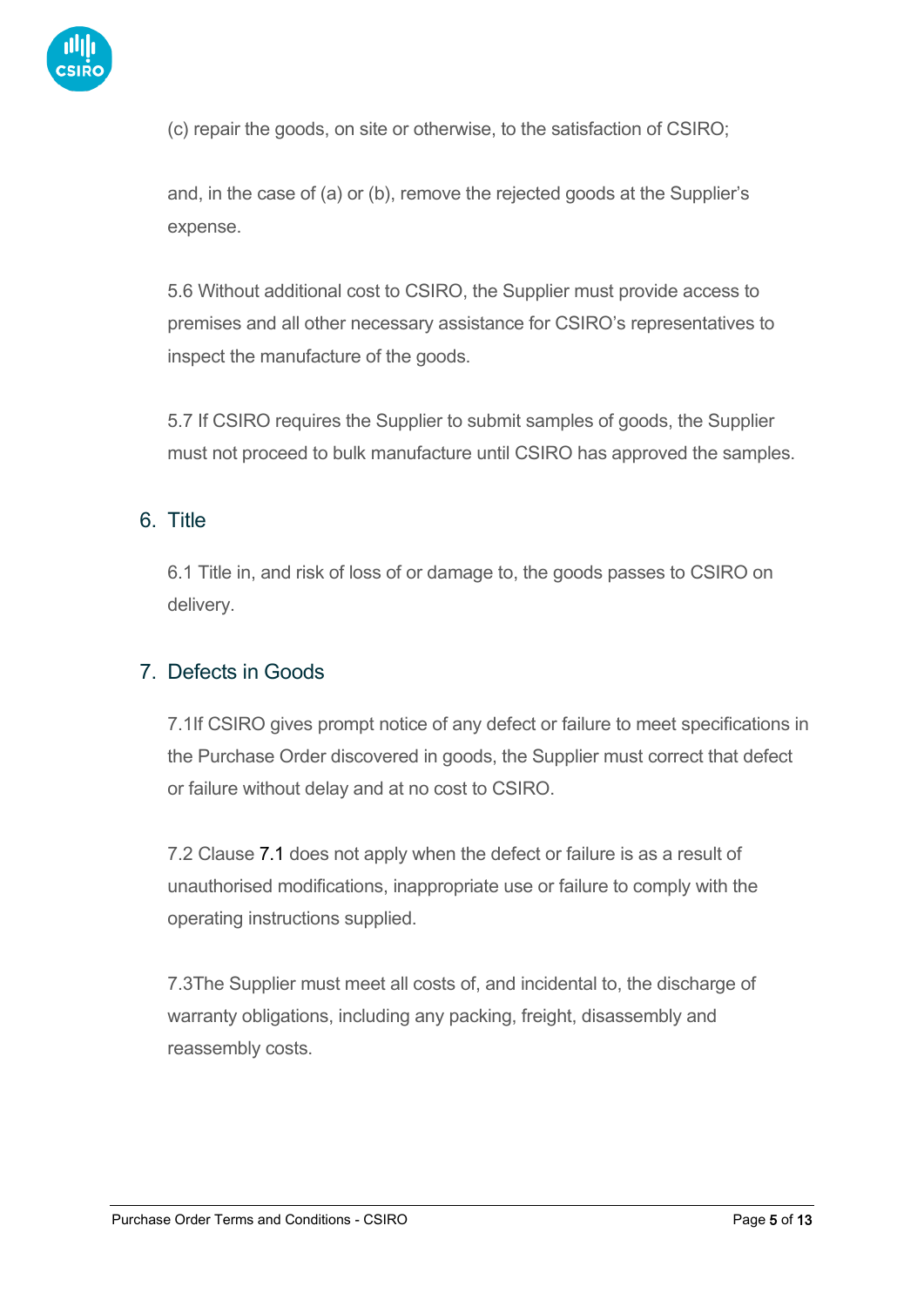(c) repair the goods, on site or otherwise, to the satisfaction of CSIRO;

and, in the case of (a) or (b), remove the rejected goods at the Supplier's expense.

5.6 Without additional cost to CSIRO, the Supplier must provide access to premises and all other necessary assistance for CSIRO's representatives to inspect the manufacture of the goods.

5.7 If CSIRO requires the Supplier to submit samples of goods, the Supplier must not proceed to bulk manufacture until CSIRO has approved the samples.

## 6. Title

6.1 Title in, and risk of loss of or damage to, the goods passes to CSIRO on delivery.

## 7. Defects in Goods

7.1If CSIRO gives prompt notice of any defect or failure to meet specifications in the Purchase Order discovered in goods, the Supplier must correct that defect or failure without delay and at no cost to CSIRO.

7.2 Clause 7.1 does not apply when the defect or failure is as a result of unauthorised modifications, inappropriate use or failure to comply with the operating instructions supplied.

7.3The Supplier must meet all costs of, and incidental to, the discharge of warranty obligations, including any packing, freight, disassembly and reassembly costs.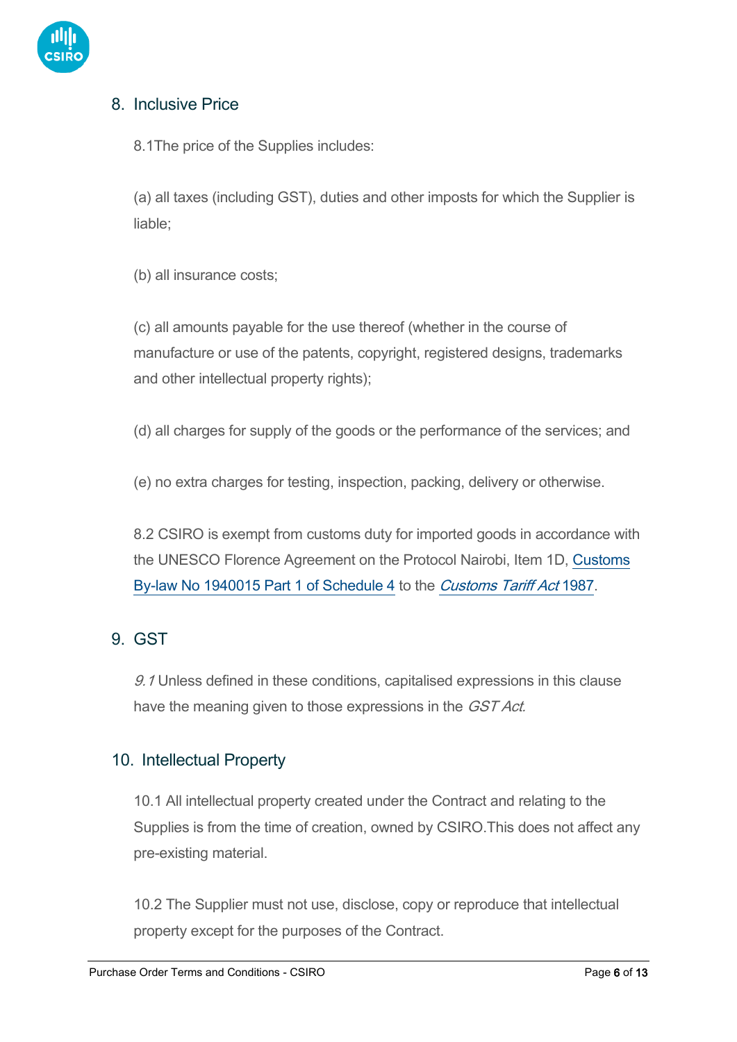## 8. Inclusive Price

8.1The price of the Supplies includes:

(a) all taxes (including GST), duties and other imposts for which the Supplier is liable;

(b) all insurance costs;

(c) all amounts payable for the use thereof (whether in the course of manufacture or use of the patents, copyright, registered designs, trademarks and other intellectual property rights);

(d) all charges for supply of the goods or the performance of the services; and

(e) no extra charges for testing, inspection, packing, delivery or otherwise.

8.2 CSIRO is exempt from customs duty for imported goods in accordance with the UNESCO Florence Agreement on the Protocol Nairobi, Item 1D, Customs By-law No 1940015 Part 1 of Schedule 4 to the *Customs Tariff Act* 1987.

## 9. GST

*9.1* Unless defined in these conditions, capitalised expressions in this clause have the meaning given to those expressions in the *GST Act*.

## 10. Intellectual Property

10.1 All intellectual property created under the Contract and relating to the Supplies is from the time of creation, owned by CSIRO.This does not affect any pre-existing material.

10.2 The Supplier must not use, disclose, copy or reproduce that intellectual property except for the purposes of the Contract.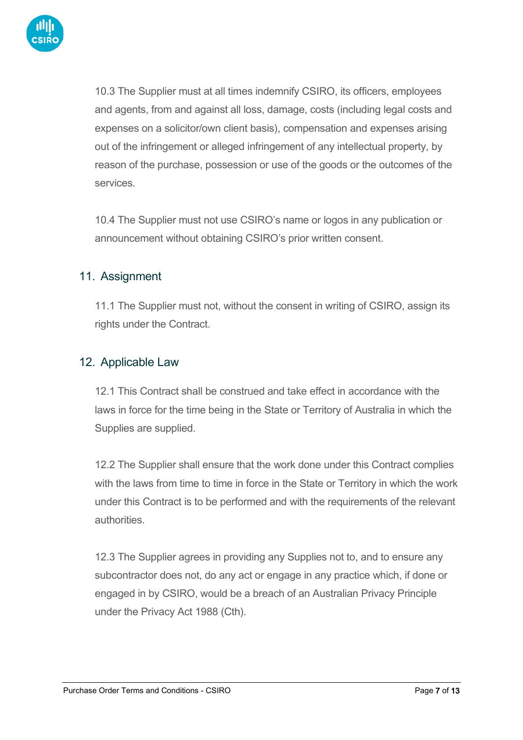10.3 The Supplier must at all times indemnify CSIRO, its officers, employees and agents, from and against all loss, damage, costs (including legal costs and expenses on a solicitor/own client basis), compensation and expenses arising out of the infringement or alleged infringement of any intellectual property, by reason of the purchase, possession or use of the goods or the outcomes of the services.

10.4 The Supplier must not use CSIRO's name or logos in any publication or announcement without obtaining CSIRO's prior written consent.

## 11. Assignment

11.1 The Supplier must not, without the consent in writing of CSIRO, assign its rights under the Contract.

## 12. Applicable Law

12.1 This Contract shall be construed and take effect in accordance with the laws in force for the time being in the State or Territory of Australia in which the Supplies are supplied.

12.2 The Supplier shall ensure that the work done under this Contract complies with the laws from time to time in force in the State or Territory in which the work under this Contract is to be performed and with the requirements of the relevant authorities.

12.3 The Supplier agrees in providing any Supplies not to, and to ensure any subcontractor does not, do any act or engage in any practice which, if done or engaged in by CSIRO, would be a breach of an Australian Privacy Principle under the Privacy Act 1988 (Cth).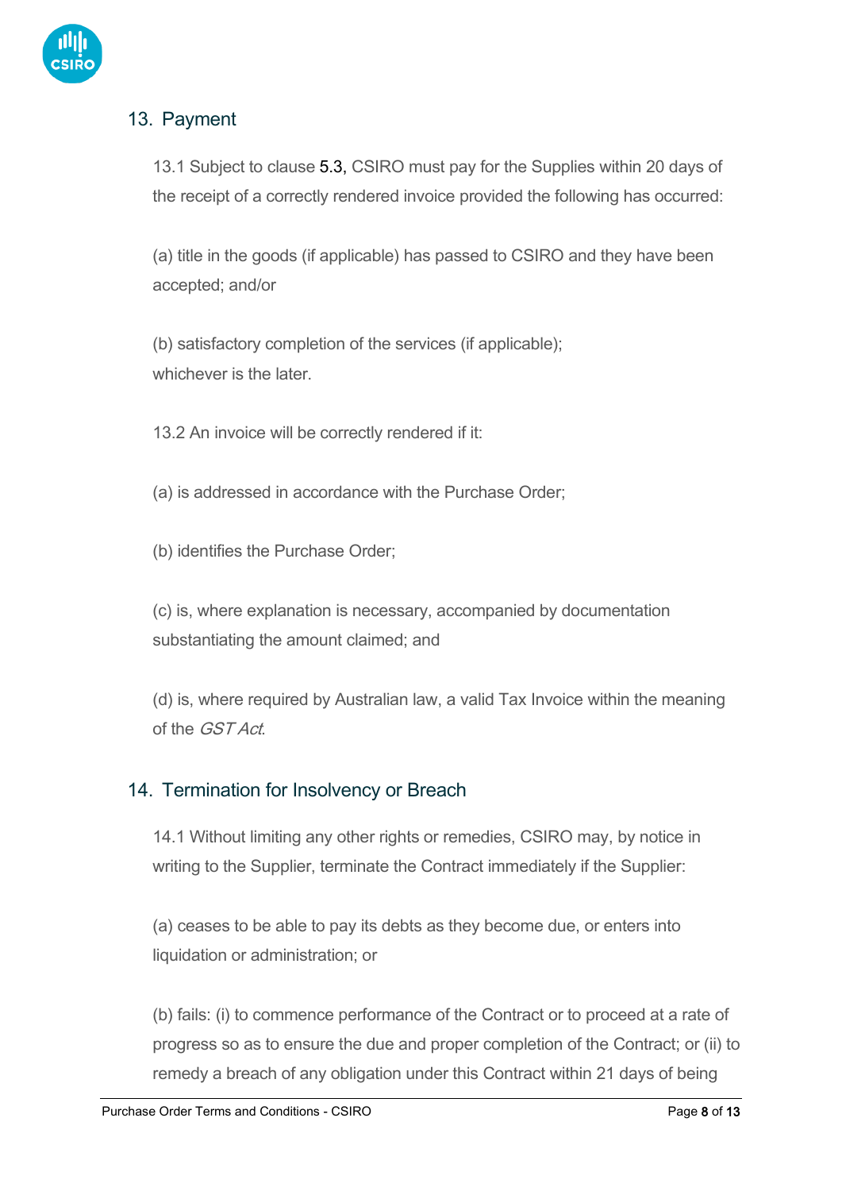## 13. Payment

13.1 Subject to clause 5.3, CSIRO must pay for the Supplies within 20 days of the receipt of a correctly rendered invoice provided the following has occurred:

(a) title in the goods (if applicable) has passed to CSIRO and they have been accepted; and/or

(b) satisfactory completion of the services (if applicable);
whichever is the later.

13.2 An invoice will be correctly rendered if it:

(a) is addressed in accordance with the Purchase Order;

(b) identifies the Purchase Order;

(c) is, where explanation is necessary, accompanied by documentation substantiating the amount claimed; and

(d) is, where required by Australian law, a valid Tax Invoice within the meaning of the *GST Act*.

## 14. Termination for Insolvency or Breach

14.1 Without limiting any other rights or remedies, CSIRO may, by notice in writing to the Supplier, terminate the Contract immediately if the Supplier:

(a) ceases to be able to pay its debts as they become due, or enters into liquidation or administration; or

(b) fails: (i) to commence performance of the Contract or to proceed at a rate of progress so as to ensure the due and proper completion of the Contract; or (ii) to remedy a breach of any obligation under this Contract within 21 days of being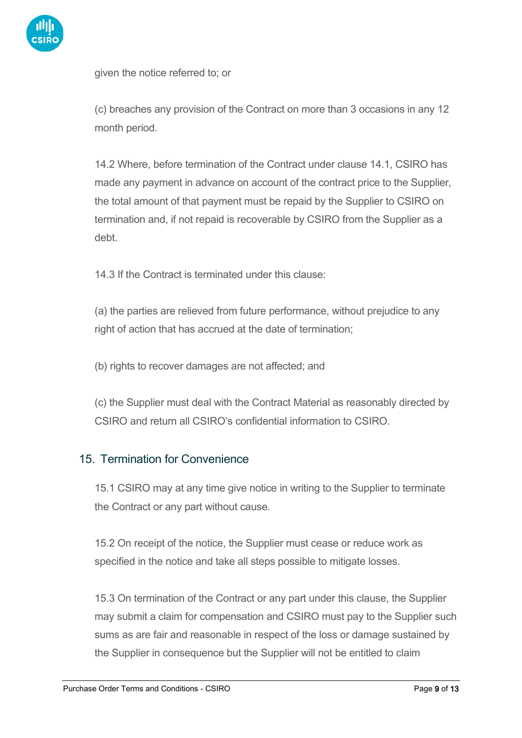given the notice referred to; or

(c) breaches any provision of the Contract on more than 3 occasions in any 12 month period.

14.2 Where, before termination of the Contract under clause 14.1, CSIRO has made any payment in advance on account of the contract price to the Supplier, the total amount of that payment must be repaid by the Supplier to CSIRO on termination and, if not repaid is recoverable by CSIRO from the Supplier as a debt.

14.3 If the Contract is terminated under this clause:

(a) the parties are relieved from future performance, without prejudice to any right of action that has accrued at the date of termination;

(b) rights to recover damages are not affected; and

(c) the Supplier must deal with the Contract Material as reasonably directed by CSIRO and return all CSIRO's confidential information to CSIRO.

## 15. Termination for Convenience

15.1 CSIRO may at any time give notice in writing to the Supplier to terminate the Contract or any part without cause.

15.2 On receipt of the notice, the Supplier must cease or reduce work as specified in the notice and take all steps possible to mitigate losses.

15.3 On termination of the Contract or any part under this clause, the Supplier may submit a claim for compensation and CSIRO must pay to the Supplier such sums as are fair and reasonable in respect of the loss or damage sustained by the Supplier in consequence but the Supplier will not be entitled to claim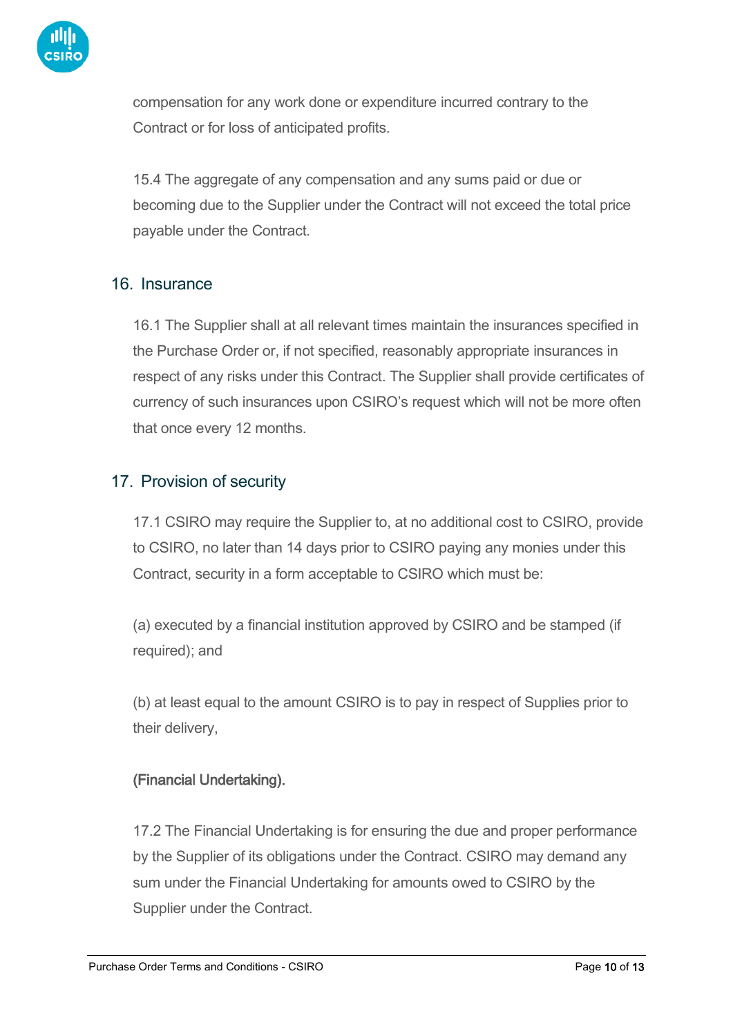compensation for any work done or expenditure incurred contrary to the Contract or for loss of anticipated profits.

15.4 The aggregate of any compensation and any sums paid or due or becoming due to the Supplier under the Contract will not exceed the total price payable under the Contract.

## 16. Insurance

16.1 The Supplier shall at all relevant times maintain the insurances specified in the Purchase Order or, if not specified, reasonably appropriate insurances in respect of any risks under this Contract. The Supplier shall provide certificates of currency of such insurances upon CSIRO's request which will not be more often that once every 12 months.

## 17. Provision of security

17.1 CSIRO may require the Supplier to, at no additional cost to CSIRO, provide to CSIRO, no later than 14 days prior to CSIRO paying any monies under this Contract, security in a form acceptable to CSIRO which must be:

(a) executed by a financial institution approved by CSIRO and be stamped (if required); and

(b) at least equal to the amount CSIRO is to pay in respect of Supplies prior to their delivery,

**(Financial Undertaking).**

17.2 The Financial Undertaking is for ensuring the due and proper performance by the Supplier of its obligations under the Contract. CSIRO may demand any sum under the Financial Undertaking for amounts owed to CSIRO by the Supplier under the Contract.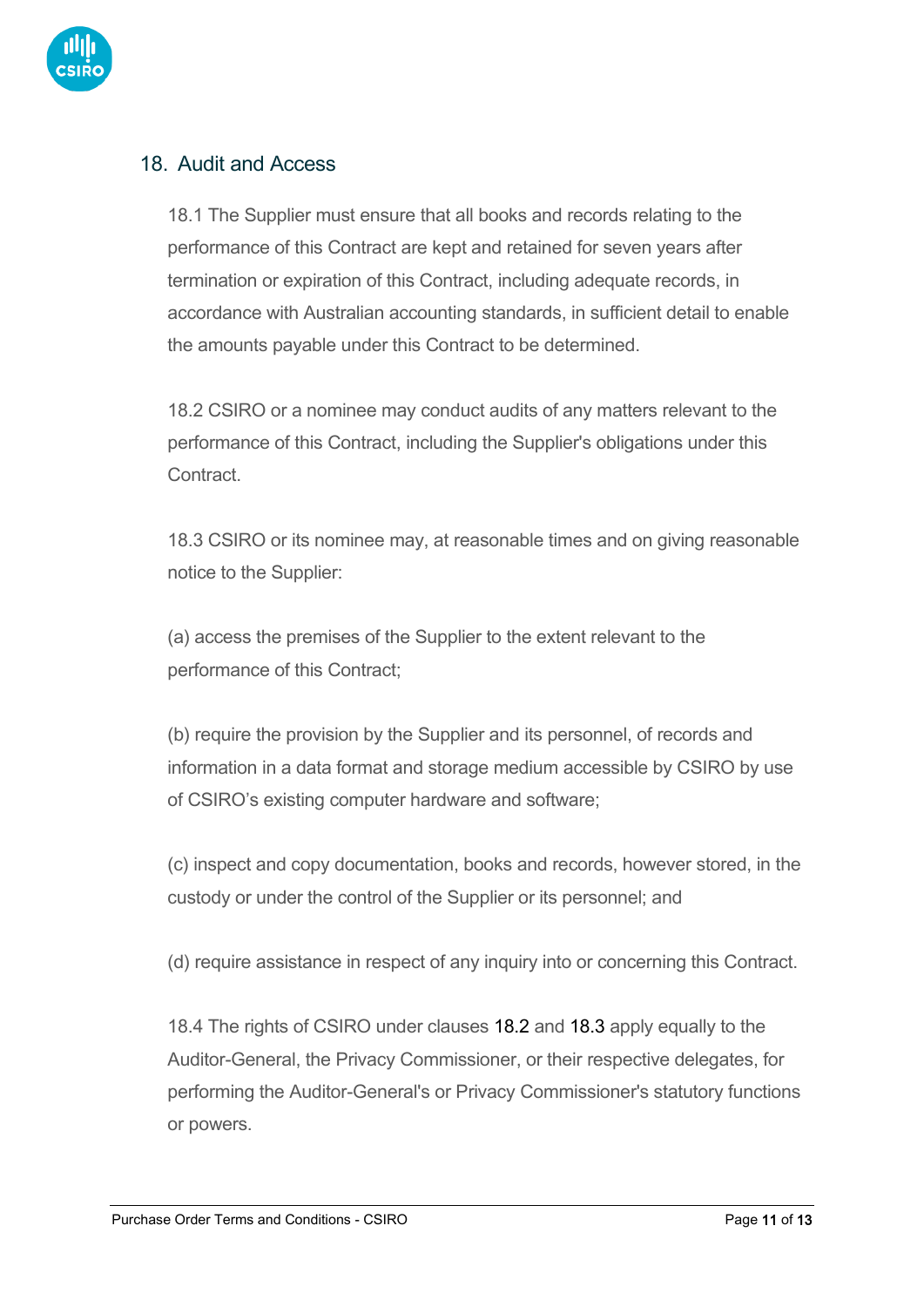## 18. Audit and Access

18.1 The Supplier must ensure that all books and records relating to the performance of this Contract are kept and retained for seven years after termination or expiration of this Contract, including adequate records, in accordance with Australian accounting standards, in sufficient detail to enable the amounts payable under this Contract to be determined.

18.2 CSIRO or a nominee may conduct audits of any matters relevant to the performance of this Contract, including the Supplier's obligations under this Contract.

18.3 CSIRO or its nominee may, at reasonable times and on giving reasonable notice to the Supplier:

(a) access the premises of the Supplier to the extent relevant to the performance of this Contract;

(b) require the provision by the Supplier and its personnel, of records and information in a data format and storage medium accessible by CSIRO by use of CSIRO's existing computer hardware and software;

(c) inspect and copy documentation, books and records, however stored, in the custody or under the control of the Supplier or its personnel; and

(d) require assistance in respect of any inquiry into or concerning this Contract.

18.4 The rights of CSIRO under clauses 18.2 and 18.3 apply equally to the Auditor-General, the Privacy Commissioner, or their respective delegates, for performing the Auditor-General's or Privacy Commissioner's statutory functions or powers.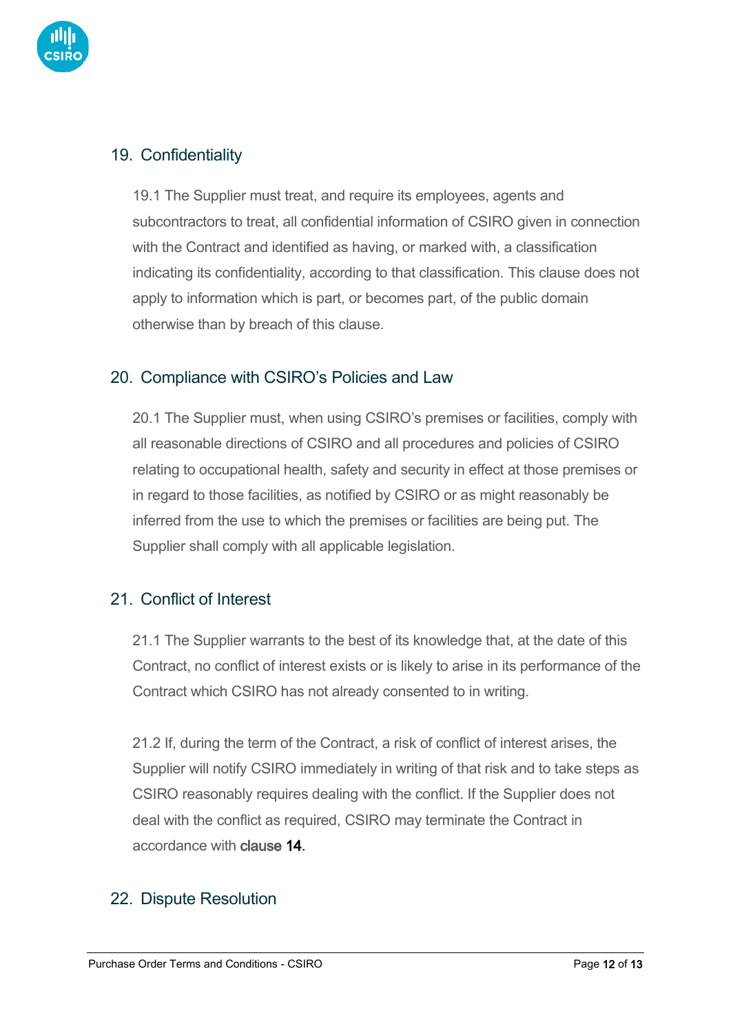## 19. Confidentiality

19.1 The Supplier must treat, and require its employees, agents and subcontractors to treat, all confidential information of CSIRO given in connection with the Contract and identified as having, or marked with, a classification indicating its confidentiality, according to that classification. This clause does not apply to information which is part, or becomes part, of the public domain otherwise than by breach of this clause.

## 20. Compliance with CSIRO's Policies and Law

20.1 The Supplier must, when using CSIRO's premises or facilities, comply with all reasonable directions of CSIRO and all procedures and policies of CSIRO relating to occupational health, safety and security in effect at those premises or in regard to those facilities, as notified by CSIRO or as might reasonably be inferred from the use to which the premises or facilities are being put. The Supplier shall comply with all applicable legislation.

## 21. Conflict of Interest

21.1 The Supplier warrants to the best of its knowledge that, at the date of this Contract, no conflict of interest exists or is likely to arise in its performance of the Contract which CSIRO has not already consented to in writing.

21.2 If, during the term of the Contract, a risk of conflict of interest arises, the Supplier will notify CSIRO immediately in writing of that risk and to take steps as CSIRO reasonably requires dealing with the conflict. If the Supplier does not deal with the conflict as required, CSIRO may terminate the Contract in accordance with clause 14.

## 22. Dispute Resolution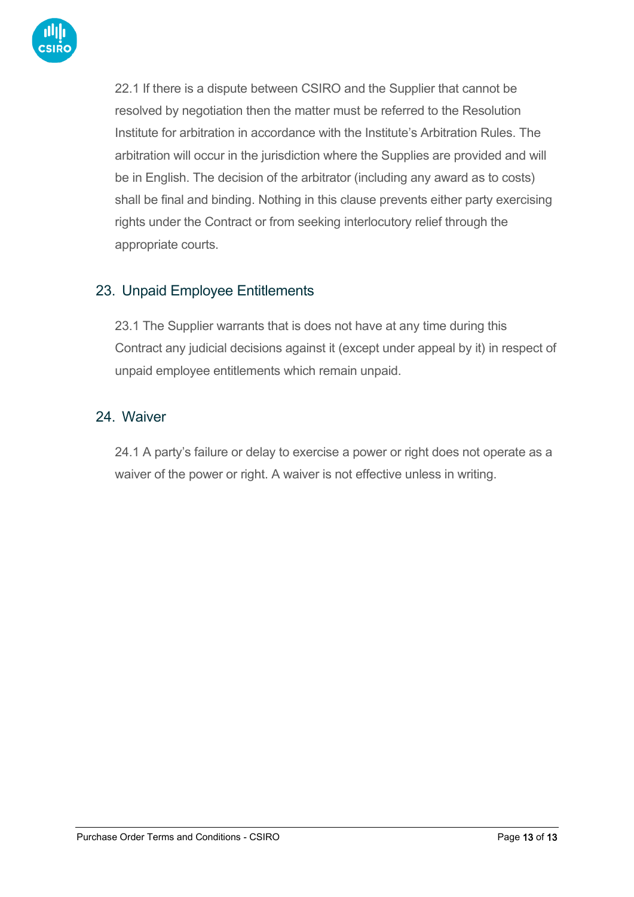22.1 If there is a dispute between CSIRO and the Supplier that cannot be resolved by negotiation then the matter must be referred to the Resolution Institute for arbitration in accordance with the Institute's Arbitration Rules. The arbitration will occur in the jurisdiction where the Supplies are provided and will be in English. The decision of the arbitrator (including any award as to costs) shall be final and binding. Nothing in this clause prevents either party exercising rights under the Contract or from seeking interlocutory relief through the appropriate courts.

## 23. Unpaid Employee Entitlements

23.1 The Supplier warrants that is does not have at any time during this Contract any judicial decisions against it (except under appeal by it) in respect of unpaid employee entitlements which remain unpaid.

## 24. Waiver

24.1 A party's failure or delay to exercise a power or right does not operate as a waiver of the power or right. A waiver is not effective unless in writing.